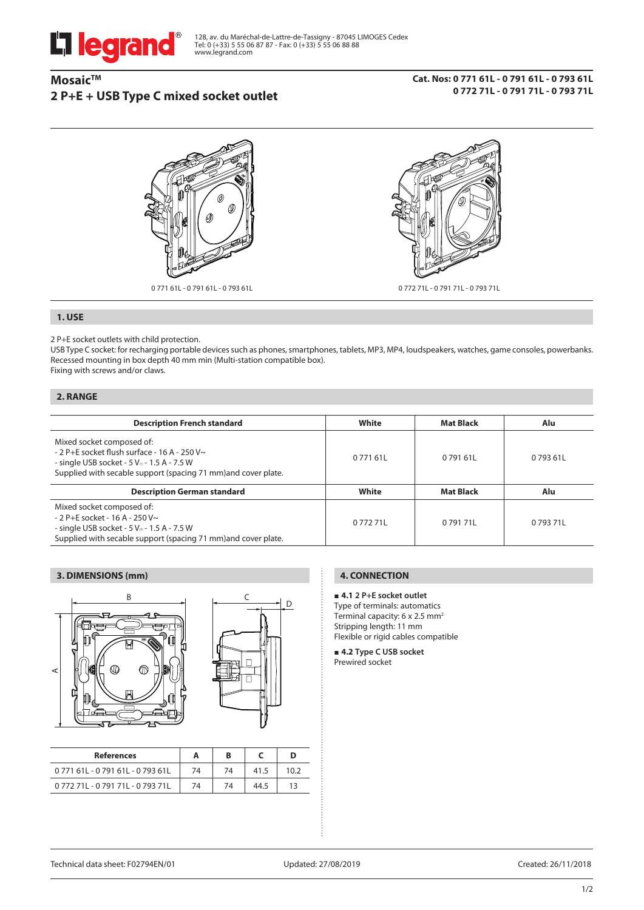128, av. du Maréchal-de-Lattre-de-Tassigny - 87045 LIMOGES Cedex
Tel: 0 (+33) 5 55 06 87 87 - Fax: 0 (+33) 5 55 06 88 88
www.legrand.com

# Mosaic™
# 2 P+E + USB Type C mixed socket outlet

**Cat. Nos: 0 771 61L - 0 791 61L - 0 793 61L**
**0 772 71L - 0 791 71L - 0 793 71L**

0 771 61L - 0 791 61L - 0 793 61L

0 772 71L - 0 791 71L - 0 793 71L

## 1. USE

2 P+E socket outlets with child protection.
USB Type C socket: for recharging portable devices such as phones, smartphones, tablets, MP3, MP4, loudspeakers, watches, game consoles, powerbanks.
Recessed mounting in box depth 40 mm min (Multi-station compatible box).
Fixing with screws and/or claws.

## 2. RANGE

| Description French standard | White | Mat Black | Alu |
|---|---|---|---|
| Mixed socket composed of:<br>- 2 P+E socket flush surface - 16 A - 250 V~<br>- single USB socket - 5 V⎓ - 1.5 A - 7.5 W<br>Supplied with secable support (spacing 71 mm)and cover plate. | 0 771 61L | 0 791 61L | 0 793 61L |
| **Description German standard** | **White** | **Mat Black** | **Alu** |
| Mixed socket composed of:<br>- 2 P+E socket - 16 A - 250 V~<br>- single USB socket - 5 V⎓ - 1.5 A - 7.5 W<br>Supplied with secable support (spacing 71 mm)and cover plate. | 0 772 71L | 0 791 71L | 0 793 71L |

## 3. DIMENSIONS (mm)

| References | A | B | C | D |
|---|---|---|---|---|
| 0 771 61L - 0 791 61L - 0 793 61L | 74 | 74 | 41.5 | 10.2 |
| 0 772 71L - 0 791 71L - 0 793 71L | 74 | 74 | 44.5 | 13 |

## 4. CONNECTION

**■ 4.1 2 P+E socket outlet**
Type of terminals: automatics
Terminal capacity: 6 x 2.5 mm²
Stripping length: 11 mm
Flexible or rigid cables compatible

**■ 4.2 Type C USB socket**
Prewired socket

Technical data sheet: F02794EN/01 Updated: 27/08/2019 Created: 26/11/2018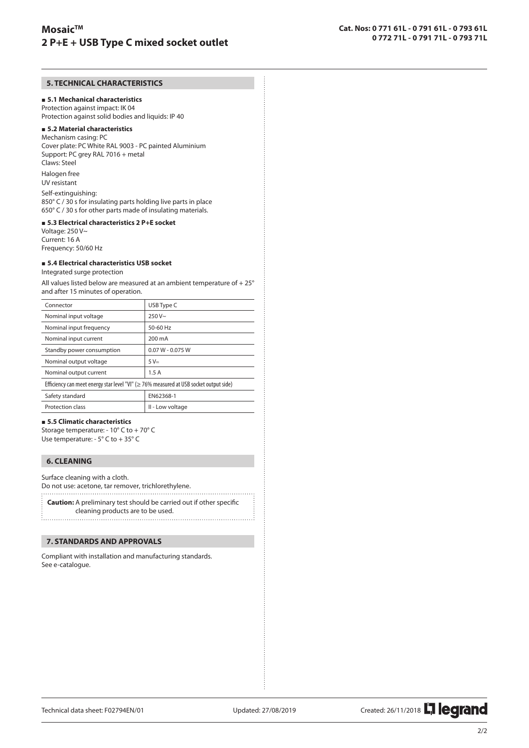## 5. TECHNICAL CHARACTERISTICS

### ■ 5.1 Mechanical characteristics

Protection against impact: IK 04
Protection against solid bodies and liquids: IP 40

### ■ 5.2 Material characteristics

Mechanism casing: PC
Cover plate: PC White RAL 9003 - PC painted Aluminium
Support: PC grey RAL 7016 + metal
Claws: Steel

Halogen free
UV resistant

Self-extinguishing:
850° C / 30 s for insulating parts holding live parts in place
650° C / 30 s for other parts made of insulating materials.

### ■ 5.3 Electrical characteristics 2 P+E socket

Voltage: 250 V~
Current: 16 A
Frequency: 50/60 Hz

### ■ 5.4 Electrical characteristics USB socket

Integrated surge protection

All values listed below are measured at an ambient temperature of + 25° and after 15 minutes of operation.

| | |
|---|---|
| Connector | USB Type C |
| Nominal input voltage | 250 V~ |
| Nominal input frequency | 50-60 Hz |
| Nominal input current | 200 mA |
| Standby power consumption | 0.07 W - 0.075 W |
| Nominal output voltage | 5 V= |
| Nominal output current | 1.5 A |
| Efficiency can meet energy star level "VI" (≥ 76% measured at USB socket output side) | |
| Safety standard | EN62368-1 |
| Protection class | II - Low voltage |

### ■ 5.5 Climatic characteristics

Storage temperature: - 10° C to + 70° C
Use temperature: - 5° C to + 35° C

## 6. CLEANING

Surface cleaning with a cloth.
Do not use: acetone, tar remover, trichlorethylene.

**Caution:** A preliminary test should be carried out if other specific cleaning products are to be used.

## 7. STANDARDS AND APPROVALS

Compliant with installation and manufacturing standards.
See e-catalogue.